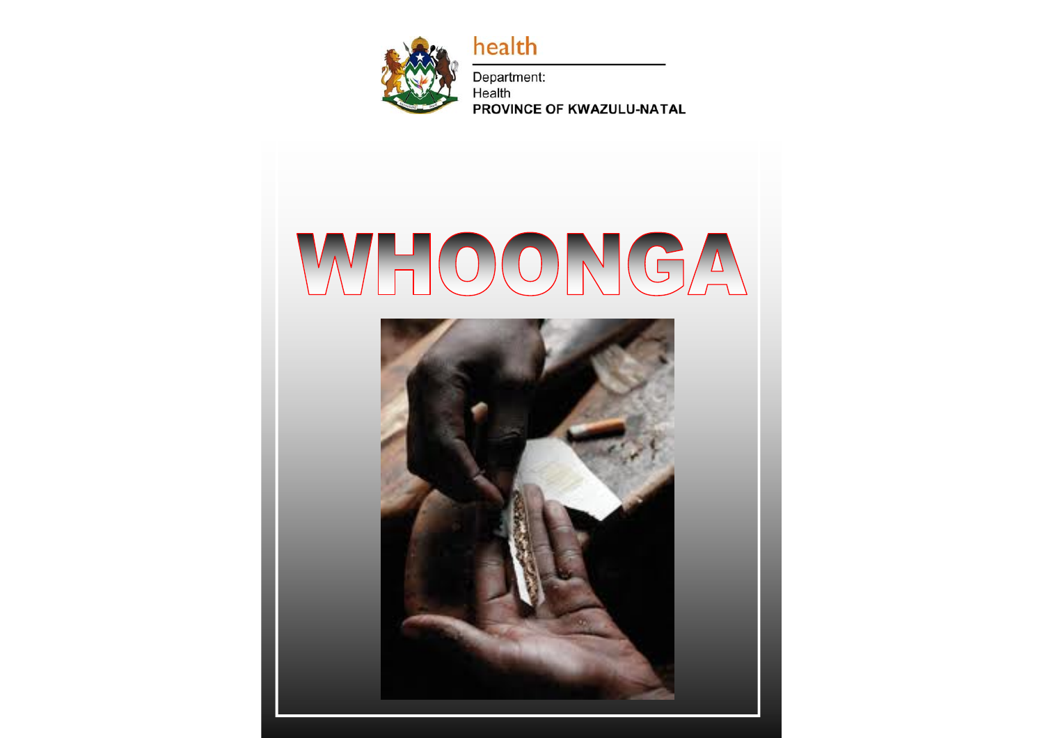health

Department:
Health
**PROVINCE OF KWAZULU-NATAL**

# WHOONGA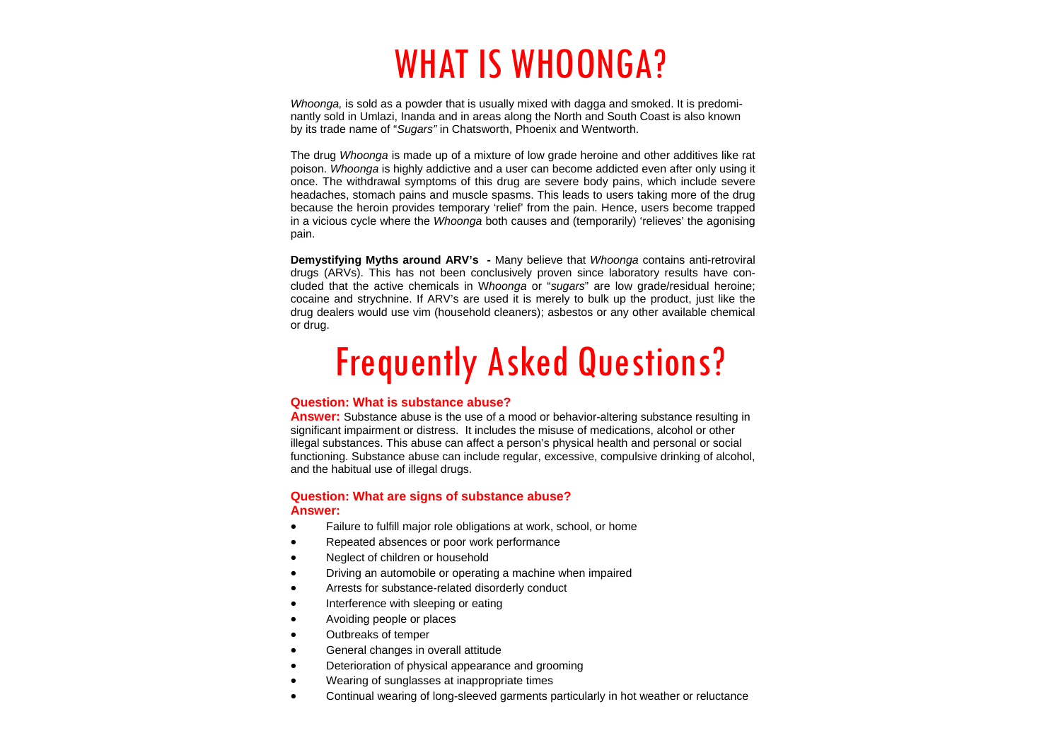# WHAT IS WHOONGA?

*Whoonga,* is sold as a powder that is usually mixed with dagga and smoked. It is predominantly sold in Umlazi, Inanda and in areas along the North and South Coast is also known by its trade name of "*Sugars"* in Chatsworth, Phoenix and Wentworth.

The drug *Whoonga* is made up of a mixture of low grade heroine and other additives like rat poison. *Whoonga* is highly addictive and a user can become addicted even after only using it once. The withdrawal symptoms of this drug are severe body pains, which include severe headaches, stomach pains and muscle spasms. This leads to users taking more of the drug because the heroin provides temporary 'relief' from the pain. Hence, users become trapped in a vicious cycle where the *Whoonga* both causes and (temporarily) 'relieves' the agonising pain.

**Demystifying Myths around ARV's -** Many believe that *Whoonga* contains anti-retroviral drugs (ARVs). This has not been conclusively proven since laboratory results have concluded that the active chemicals in W*hoonga* or "*sugars*" are low grade/residual heroine; cocaine and strychnine. If ARV's are used it is merely to bulk up the product, just like the drug dealers would use vim (household cleaners); asbestos or any other available chemical or drug.

# Frequently Asked Questions?

**Question: What is substance abuse?**
**Answer:** Substance abuse is the use of a mood or behavior-altering substance resulting in significant impairment or distress. It includes the misuse of medications, alcohol or other illegal substances. This abuse can affect a person's physical health and personal or social functioning. Substance abuse can include regular, excessive, compulsive drinking of alcohol, and the habitual use of illegal drugs.

**Question: What are signs of substance abuse?**
**Answer:**

- Failure to fulfill major role obligations at work, school, or home
- Repeated absences or poor work performance
- Neglect of children or household
- Driving an automobile or operating a machine when impaired
- Arrests for substance-related disorderly conduct
- Interference with sleeping or eating
- Avoiding people or places
- Outbreaks of temper
- General changes in overall attitude
- Deterioration of physical appearance and grooming
- Wearing of sunglasses at inappropriate times
- Continual wearing of long-sleeved garments particularly in hot weather or reluctance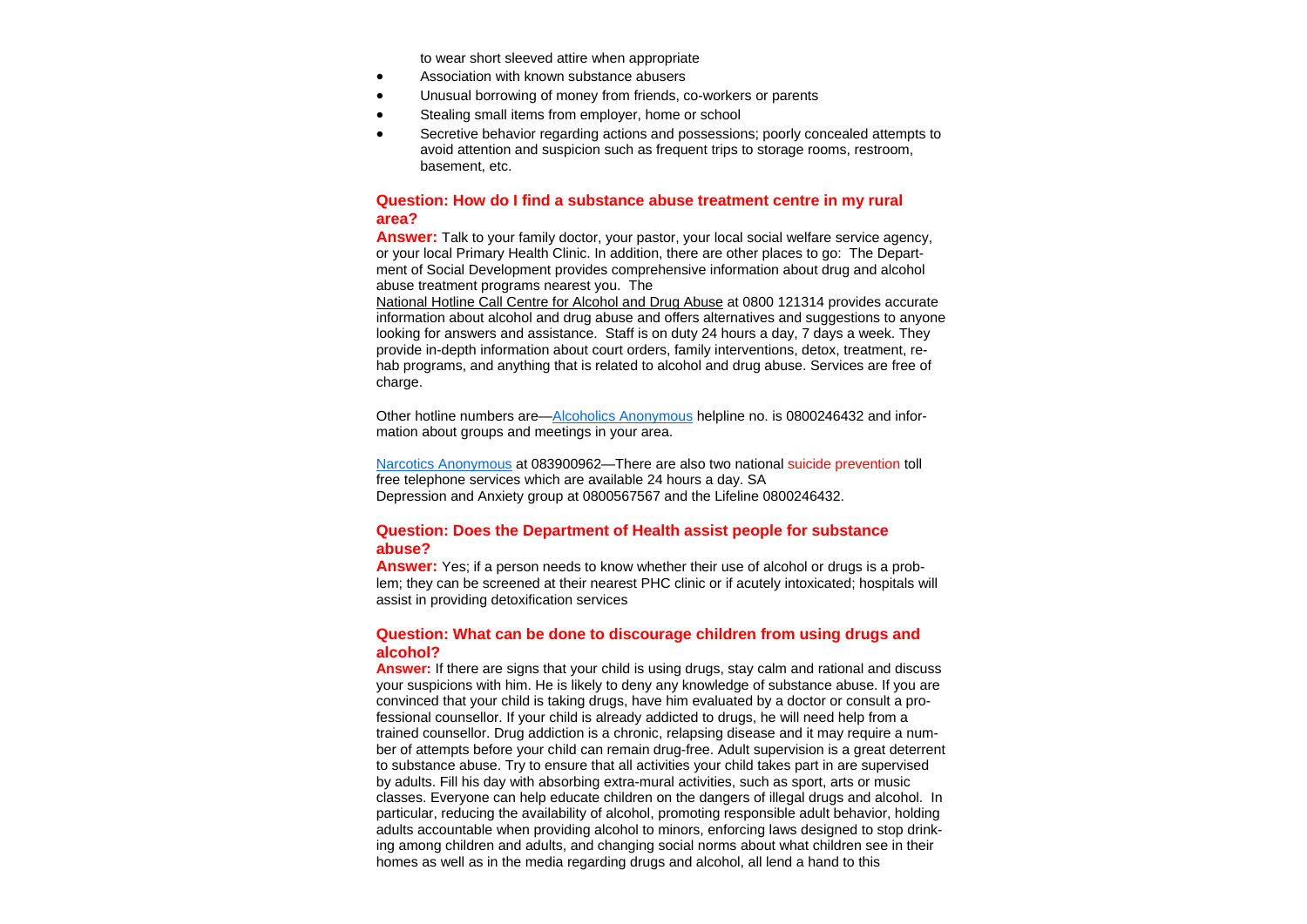to wear short sleeved attire when appropriate

- Association with known substance abusers
- Unusual borrowing of money from friends, co-workers or parents
- Stealing small items from employer, home or school
- Secretive behavior regarding actions and possessions; poorly concealed attempts to avoid attention and suspicion such as frequent trips to storage rooms, restroom, basement, etc.

### Question: How do I find a substance abuse treatment centre in my rural area?

**Answer:** Talk to your family doctor, your pastor, your local social welfare service agency, or your local Primary Health Clinic. In addition, there are other places to go: The Department of Social Development provides comprehensive information about drug and alcohol abuse treatment programs nearest you. The National Hotline Call Centre for Alcohol and Drug Abuse at 0800 121314 provides accurate information about alcohol and drug abuse and offers alternatives and suggestions to anyone looking for answers and assistance. Staff is on duty 24 hours a day, 7 days a week. They provide in-depth information about court orders, family interventions, detox, treatment, rehab programs, and anything that is related to alcohol and drug abuse. Services are free of charge.

Other hotline numbers are—Alcoholics Anonymous helpline no. is 0800246432 and information about groups and meetings in your area.

Narcotics Anonymous at 083900962—There are also two national suicide prevention toll free telephone services which are available 24 hours a day. SA Depression and Anxiety group at 0800567567 and the Lifeline 0800246432.

### Question: Does the Department of Health assist people for substance abuse?

**Answer:** Yes; if a person needs to know whether their use of alcohol or drugs is a problem; they can be screened at their nearest PHC clinic or if acutely intoxicated; hospitals will assist in providing detoxification services

### Question: What can be done to discourage children from using drugs and alcohol?

**Answer:** If there are signs that your child is using drugs, stay calm and rational and discuss your suspicions with him. He is likely to deny any knowledge of substance abuse. If you are convinced that your child is taking drugs, have him evaluated by a doctor or consult a professional counsellor. If your child is already addicted to drugs, he will need help from a trained counsellor. Drug addiction is a chronic, relapsing disease and it may require a number of attempts before your child can remain drug-free. Adult supervision is a great deterrent to substance abuse. Try to ensure that all activities your child takes part in are supervised by adults. Fill his day with absorbing extra-mural activities, such as sport, arts or music classes. Everyone can help educate children on the dangers of illegal drugs and alcohol. In particular, reducing the availability of alcohol, promoting responsible adult behavior, holding adults accountable when providing alcohol to minors, enforcing laws designed to stop drinking among children and adults, and changing social norms about what children see in their homes as well as in the media regarding drugs and alcohol, all lend a hand to this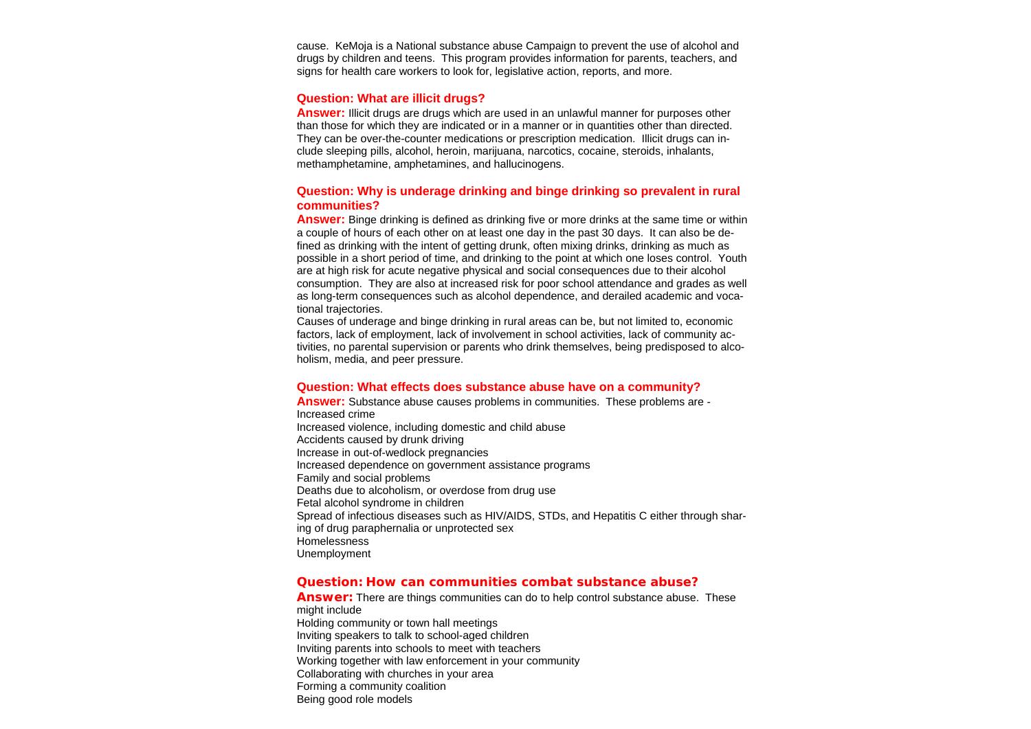cause. KeMoja is a National substance abuse Campaign to prevent the use of alcohol and drugs by children and teens. This program provides information for parents, teachers, and signs for health care workers to look for, legislative action, reports, and more.

**Question: What are illicit drugs?**

**Answer:** Illicit drugs are drugs which are used in an unlawful manner for purposes other than those for which they are indicated or in a manner or in quantities other than directed. They can be over-the-counter medications or prescription medication. Illicit drugs can include sleeping pills, alcohol, heroin, marijuana, narcotics, cocaine, steroids, inhalants, methamphetamine, amphetamines, and hallucinogens.

**Question: Why is underage drinking and binge drinking so prevalent in rural communities?**

**Answer:** Binge drinking is defined as drinking five or more drinks at the same time or within a couple of hours of each other on at least one day in the past 30 days. It can also be defined as drinking with the intent of getting drunk, often mixing drinks, drinking as much as possible in a short period of time, and drinking to the point at which one loses control. Youth are at high risk for acute negative physical and social consequences due to their alcohol consumption. They are also at increased risk for poor school attendance and grades as well as long-term consequences such as alcohol dependence, and derailed academic and vocational trajectories.

Causes of underage and binge drinking in rural areas can be, but not limited to, economic factors, lack of employment, lack of involvement in school activities, lack of community activities, no parental supervision or parents who drink themselves, being predisposed to alcoholism, media, and peer pressure.

**Question: What effects does substance abuse have on a community?**

**Answer:** Substance abuse causes problems in communities. These problems are -

- Increased crime
- Increased violence, including domestic and child abuse
- Accidents caused by drunk driving
- Increase in out-of-wedlock pregnancies
- Increased dependence on government assistance programs
- Family and social problems
- Deaths due to alcoholism, or overdose from drug use
- Fetal alcohol syndrome in children
- Spread of infectious diseases such as HIV/AIDS, STDs, and Hepatitis C either through sharing of drug paraphernalia or unprotected sex
- Homelessness
- Unemployment

**Question: How can communities combat substance abuse?**

**Answer:** There are things communities can do to help control substance abuse. These might include

- Holding community or town hall meetings
- Inviting speakers to talk to school-aged children
- Inviting parents into schools to meet with teachers
- Working together with law enforcement in your community
- Collaborating with churches in your area
- Forming a community coalition
- Being good role models